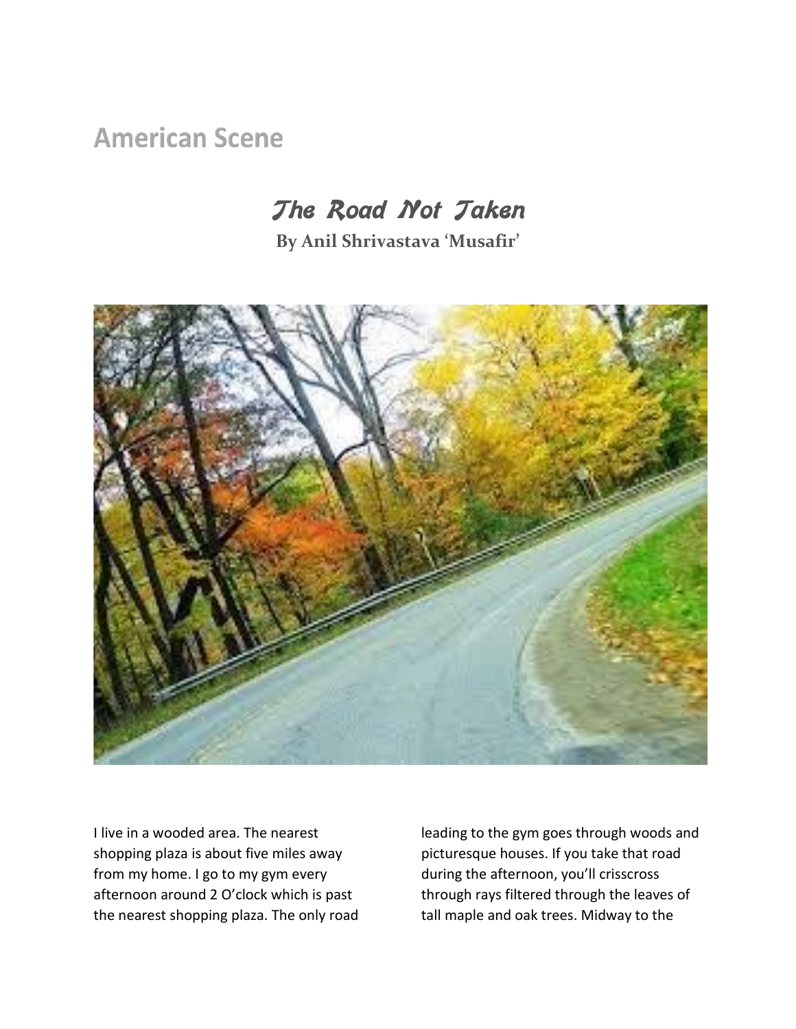## American Scene

# *The Road Not Taken*

**By Anil Shrivastava 'Musafir'**

I live in a wooded area. The nearest shopping plaza is about five miles away from my home. I go to my gym every afternoon around 2 O'clock which is past the nearest shopping plaza. The only road leading to the gym goes through woods and picturesque houses. If you take that road during the afternoon, you'll crisscross through rays filtered through the leaves of tall maple and oak trees. Midway to the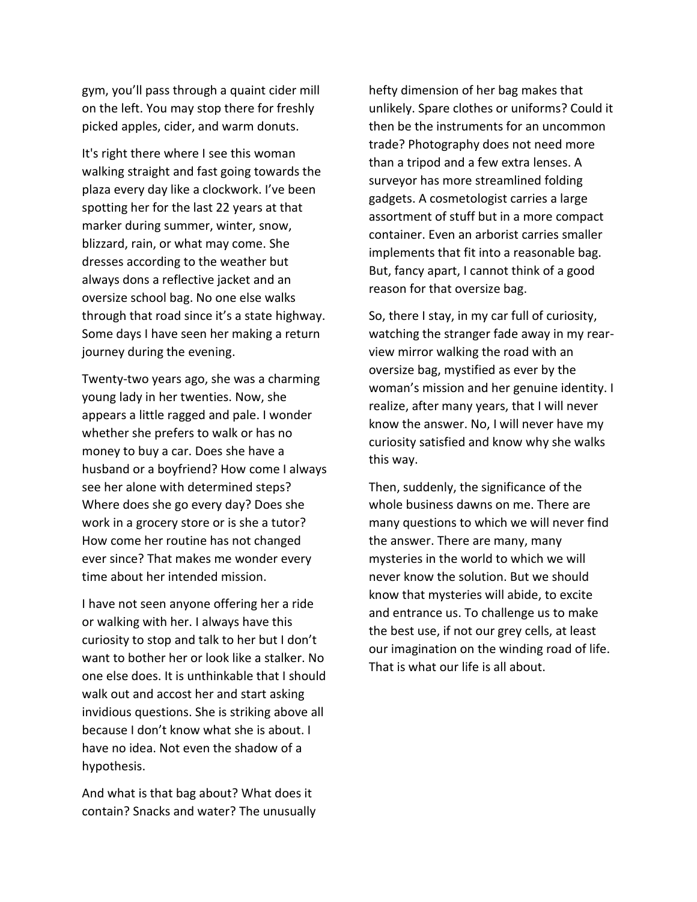gym, you'll pass through a quaint cider mill on the left. You may stop there for freshly picked apples, cider, and warm donuts.

It's right there where I see this woman walking straight and fast going towards the plaza every day like a clockwork. I've been spotting her for the last 22 years at that marker during summer, winter, snow, blizzard, rain, or what may come. She dresses according to the weather but always dons a reflective jacket and an oversize school bag. No one else walks through that road since it's a state highway. Some days I have seen her making a return journey during the evening.

Twenty-two years ago, she was a charming young lady in her twenties. Now, she appears a little ragged and pale. I wonder whether she prefers to walk or has no money to buy a car. Does she have a husband or a boyfriend? How come I always see her alone with determined steps? Where does she go every day? Does she work in a grocery store or is she a tutor? How come her routine has not changed ever since? That makes me wonder every time about her intended mission.

I have not seen anyone offering her a ride or walking with her. I always have this curiosity to stop and talk to her but I don't want to bother her or look like a stalker. No one else does. It is unthinkable that I should walk out and accost her and start asking invidious questions. She is striking above all because I don't know what she is about. I have no idea. Not even the shadow of a hypothesis.

And what is that bag about? What does it contain? Snacks and water? The unusually hefty dimension of her bag makes that unlikely. Spare clothes or uniforms? Could it then be the instruments for an uncommon trade? Photography does not need more than a tripod and a few extra lenses. A surveyor has more streamlined folding gadgets. A cosmetologist carries a large assortment of stuff but in a more compact container. Even an arborist carries smaller implements that fit into a reasonable bag. But, fancy apart, I cannot think of a good reason for that oversize bag.

So, there I stay, in my car full of curiosity, watching the stranger fade away in my rear-view mirror walking the road with an oversize bag, mystified as ever by the woman's mission and her genuine identity. I realize, after many years, that I will never know the answer. No, I will never have my curiosity satisfied and know why she walks this way.

Then, suddenly, the significance of the whole business dawns on me. There are many questions to which we will never find the answer. There are many, many mysteries in the world to which we will never know the solution. But we should know that mysteries will abide, to excite and entrance us. To challenge us to make the best use, if not our grey cells, at least our imagination on the winding road of life. That is what our life is all about.